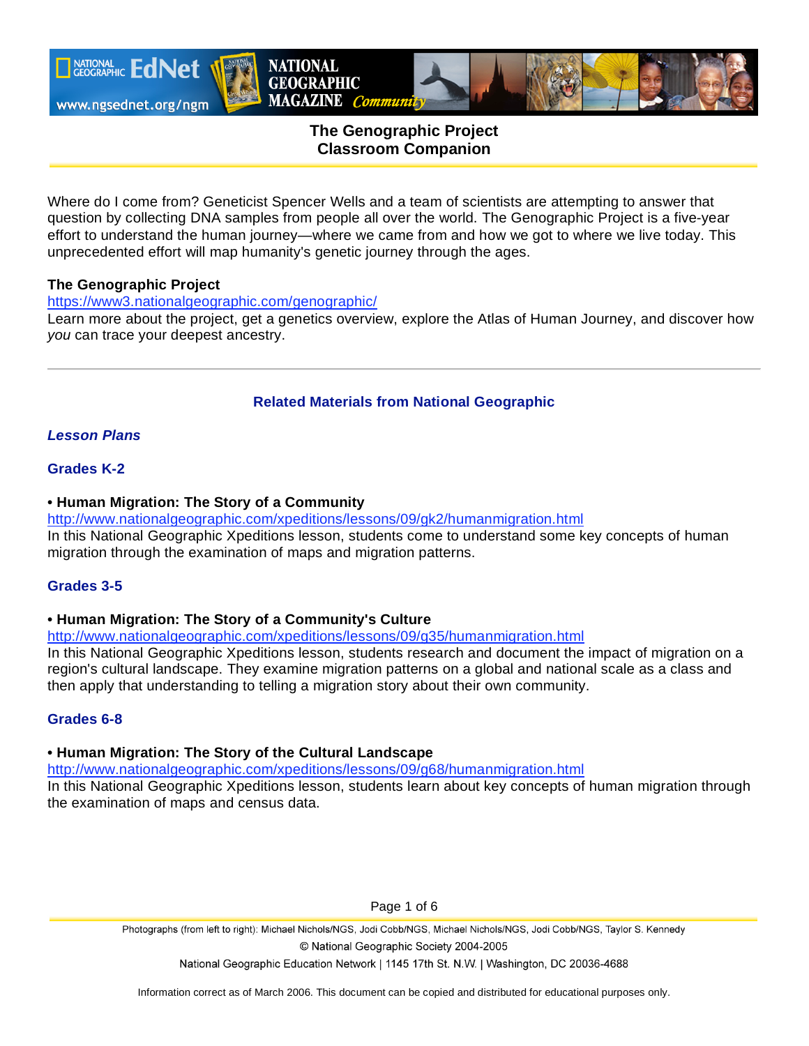# The Genographic Project Classroom Companion

Where do I come from? Geneticist Spencer Wells and a team of scientists are attempting to answer that question by collecting DNA samples from people all over the world. The Genographic Project is a five-year effort to understand the human journey—where we came from and how we got to where we live today. This unprecedented effort will map humanity's genetic journey through the ages.

**The Genographic Project**
https://www3.nationalgeographic.com/genographic/
Learn more about the project, get a genetics overview, explore the Atlas of Human Journey, and discover how *you* can trace your deepest ancestry.

---

## Related Materials from National Geographic

### *Lesson Plans*

#### Grades K-2

**• Human Migration: The Story of a Community**
http://www.nationalgeographic.com/xpeditions/lessons/09/gk2/humanmigration.html
In this National Geographic Xpeditions lesson, students come to understand some key concepts of human migration through the examination of maps and migration patterns.

#### Grades 3-5

**• Human Migration: The Story of a Community's Culture**
http://www.nationalgeographic.com/xpeditions/lessons/09/g35/humanmigration.html
In this National Geographic Xpeditions lesson, students research and document the impact of migration on a region's cultural landscape. They examine migration patterns on a global and national scale as a class and then apply that understanding to telling a migration story about their own community.

#### Grades 6-8

**• Human Migration: The Story of the Cultural Landscape**
http://www.nationalgeographic.com/xpeditions/lessons/09/g68/humanmigration.html
In this National Geographic Xpeditions lesson, students learn about key concepts of human migration through the examination of maps and census data.

Photographs (from left to right): Michael Nichols/NGS, Jodi Cobb/NGS, Michael Nichols/NGS, Jodi Cobb/NGS, Taylor S. Kennedy
© National Geographic Society 2004-2005
National Geographic Education Network | 1145 17th St. N.W. | Washington, DC 20036-4688

Information correct as of March 2006. This document can be copied and distributed for educational purposes only.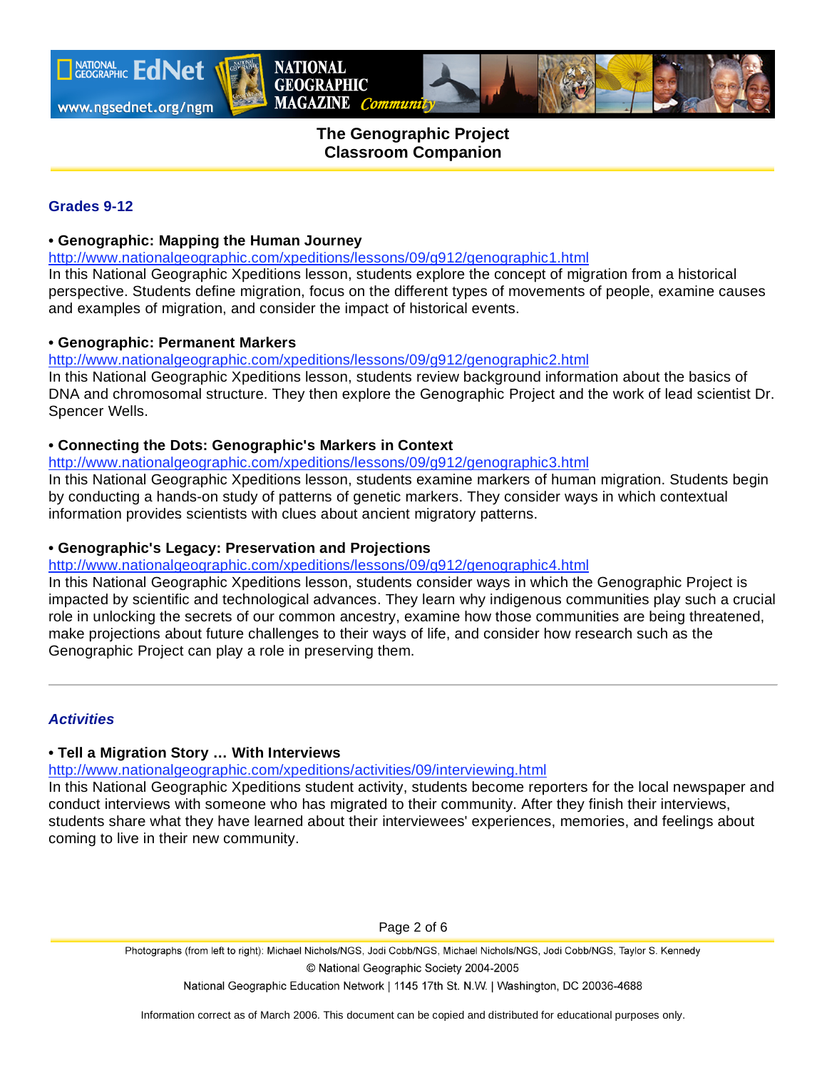## Grades 9-12

**• Genographic: Mapping the Human Journey**

http://www.nationalgeographic.com/xpeditions/lessons/09/g912/genographic1.html

In this National Geographic Xpeditions lesson, students explore the concept of migration from a historical perspective. Students define migration, focus on the different types of movements of people, examine causes and examples of migration, and consider the impact of historical events.

**• Genographic: Permanent Markers**

http://www.nationalgeographic.com/xpeditions/lessons/09/g912/genographic2.html

In this National Geographic Xpeditions lesson, students review background information about the basics of DNA and chromosomal structure. They then explore the Genographic Project and the work of lead scientist Dr. Spencer Wells.

**• Connecting the Dots: Genographic's Markers in Context**

http://www.nationalgeographic.com/xpeditions/lessons/09/g912/genographic3.html

In this National Geographic Xpeditions lesson, students examine markers of human migration. Students begin by conducting a hands-on study of patterns of genetic markers. They consider ways in which contextual information provides scientists with clues about ancient migratory patterns.

**• Genographic's Legacy: Preservation and Projections**

http://www.nationalgeographic.com/xpeditions/lessons/09/g912/genographic4.html

In this National Geographic Xpeditions lesson, students consider ways in which the Genographic Project is impacted by scientific and technological advances. They learn why indigenous communities play such a crucial role in unlocking the secrets of our common ancestry, examine how those communities are being threatened, make projections about future challenges to their ways of life, and consider how research such as the Genographic Project can play a role in preserving them.

---

## *Activities*

**• Tell a Migration Story … With Interviews**

http://www.nationalgeographic.com/xpeditions/activities/09/interviewing.html

In this National Geographic Xpeditions student activity, students become reporters for the local newspaper and conduct interviews with someone who has migrated to their community. After they finish their interviews, students share what they have learned about their interviewees' experiences, memories, and feelings about coming to live in their new community.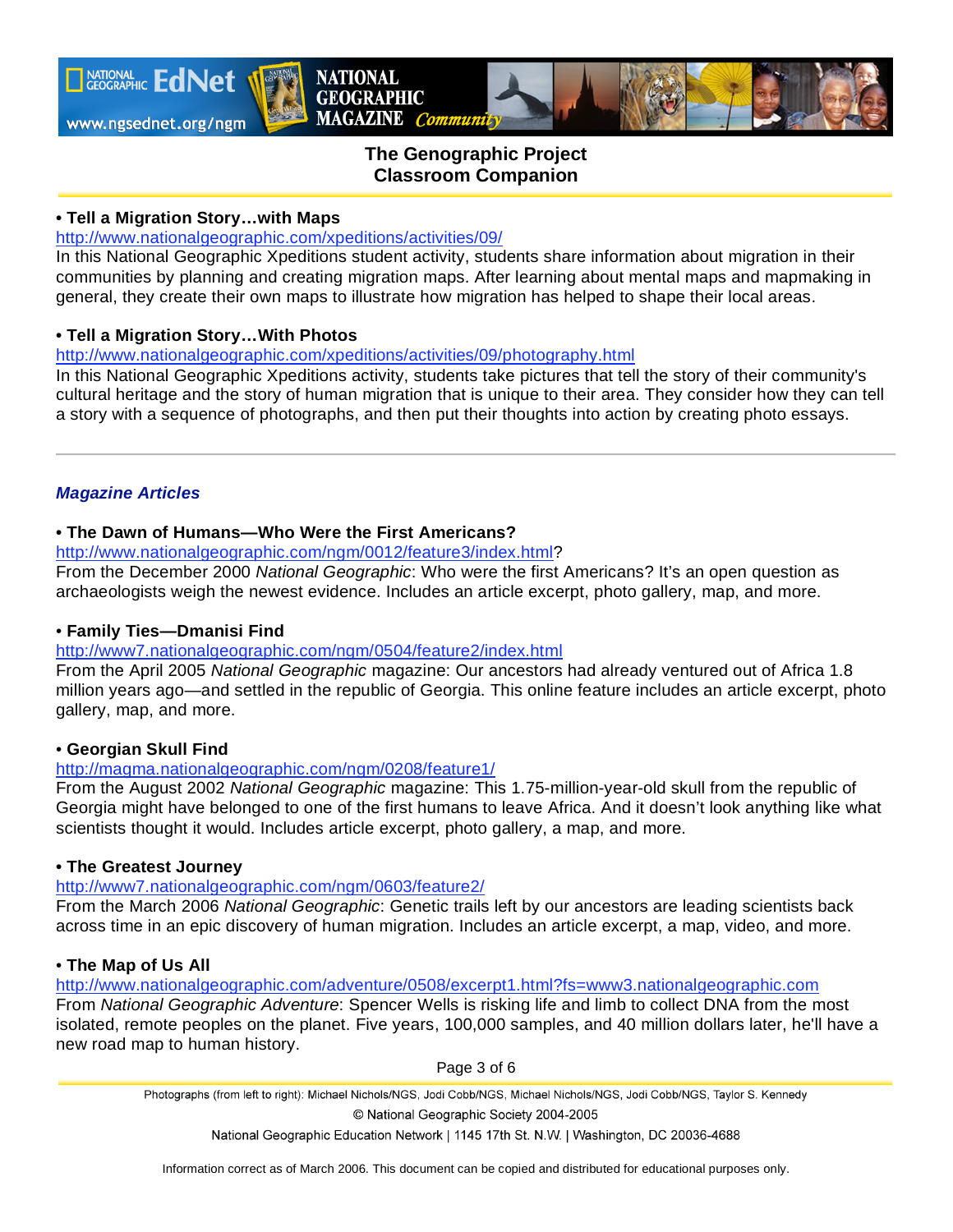**• Tell a Migration Story…with Maps**

http://www.nationalgeographic.com/xpeditions/activities/09/

In this National Geographic Xpeditions student activity, students share information about migration in their communities by planning and creating migration maps. After learning about mental maps and mapmaking in general, they create their own maps to illustrate how migration has helped to shape their local areas.

**• Tell a Migration Story…With Photos**

http://www.nationalgeographic.com/xpeditions/activities/09/photography.html

In this National Geographic Xpeditions activity, students take pictures that tell the story of their community's cultural heritage and the story of human migration that is unique to their area. They consider how they can tell a story with a sequence of photographs, and then put their thoughts into action by creating photo essays.

---

## *Magazine Articles*

**• The Dawn of Humans—Who Were the First Americans?**

http://www.nationalgeographic.com/ngm/0012/feature3/index.html?

From the December 2000 *National Geographic*: Who were the first Americans? It's an open question as archaeologists weigh the newest evidence. Includes an article excerpt, photo gallery, map, and more.

**• Family Ties—Dmanisi Find**

http://www7.nationalgeographic.com/ngm/0504/feature2/index.html

From the April 2005 *National Geographic* magazine: Our ancestors had already ventured out of Africa 1.8 million years ago—and settled in the republic of Georgia. This online feature includes an article excerpt, photo gallery, map, and more.

**• Georgian Skull Find**

http://magma.nationalgeographic.com/ngm/0208/feature1/

From the August 2002 *National Geographic* magazine: This 1.75-million-year-old skull from the republic of Georgia might have belonged to one of the first humans to leave Africa. And it doesn't look anything like what scientists thought it would. Includes article excerpt, photo gallery, a map, and more.

**• The Greatest Journey**

http://www7.nationalgeographic.com/ngm/0603/feature2/

From the March 2006 *National Geographic*: Genetic trails left by our ancestors are leading scientists back across time in an epic discovery of human migration. Includes an article excerpt, a map, video, and more.

**• The Map of Us All**

http://www.nationalgeographic.com/adventure/0508/excerpt1.html?fs=www3.nationalgeographic.com

From *National Geographic Adventure*: Spencer Wells is risking life and limb to collect DNA from the most isolated, remote peoples on the planet. Five years, 100,000 samples, and 40 million dollars later, he'll have a new road map to human history.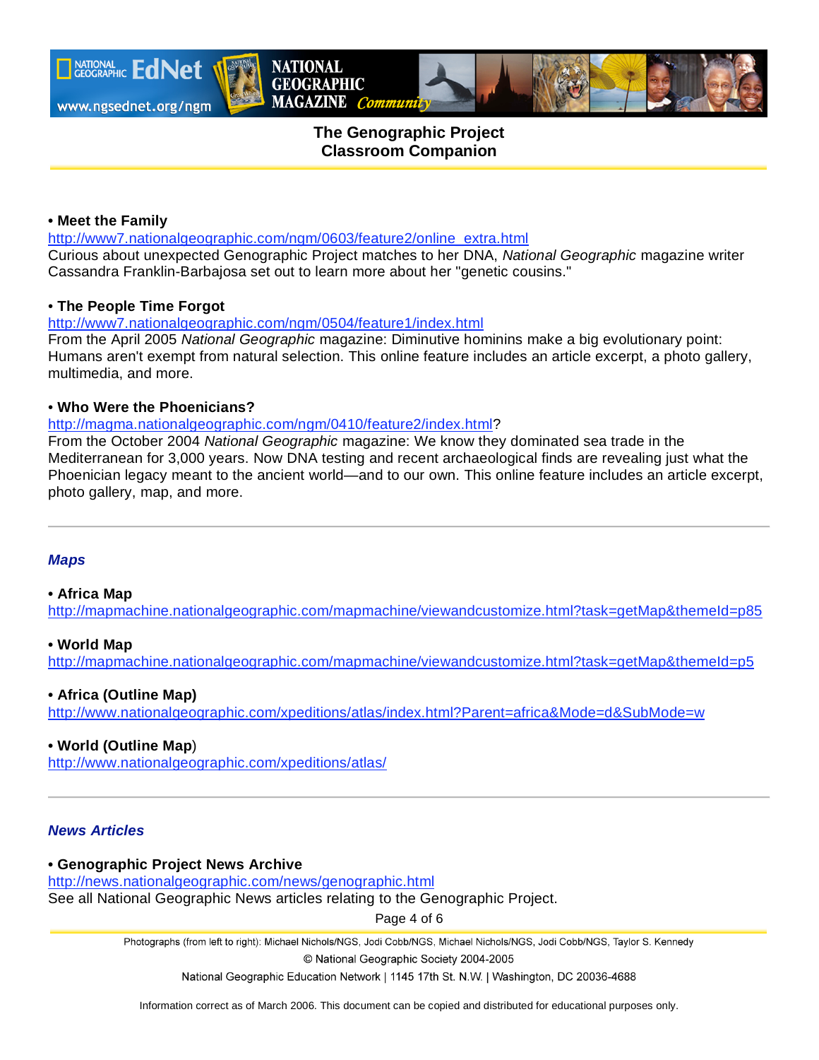**The Genographic Project Classroom Companion**

**• Meet the Family**
http://www7.nationalgeographic.com/ngm/0603/feature2/online_extra.html
Curious about unexpected Genographic Project matches to her DNA, *National Geographic* magazine writer Cassandra Franklin-Barbajosa set out to learn more about her "genetic cousins."

**• The People Time Forgot**
http://www7.nationalgeographic.com/ngm/0504/feature1/index.html
From the April 2005 *National Geographic* magazine: Diminutive hominins make a big evolutionary point: Humans aren't exempt from natural selection. This online feature includes an article excerpt, a photo gallery, multimedia, and more.

**• Who Were the Phoenicians?**
http://magma.nationalgeographic.com/ngm/0410/feature2/index.html?
From the October 2004 *National Geographic* magazine: We know they dominated sea trade in the Mediterranean for 3,000 years. Now DNA testing and recent archaeological finds are revealing just what the Phoenician legacy meant to the ancient world—and to our own. This online feature includes an article excerpt, photo gallery, map, and more.

---

### *Maps*

**• Africa Map**
http://mapmachine.nationalgeographic.com/mapmachine/viewandcustomize.html?task=getMap&themeId=p85

**• World Map**
http://mapmachine.nationalgeographic.com/mapmachine/viewandcustomize.html?task=getMap&themeId=p5

**• Africa (Outline Map)**
http://www.nationalgeographic.com/xpeditions/atlas/index.html?Parent=africa&Mode=d&SubMode=w

**• World (Outline Map)**
http://www.nationalgeographic.com/xpeditions/atlas/

---

### *News Articles*

**• Genographic Project News Archive**
http://news.nationalgeographic.com/news/genographic.html
See all National Geographic News articles relating to the Genographic Project.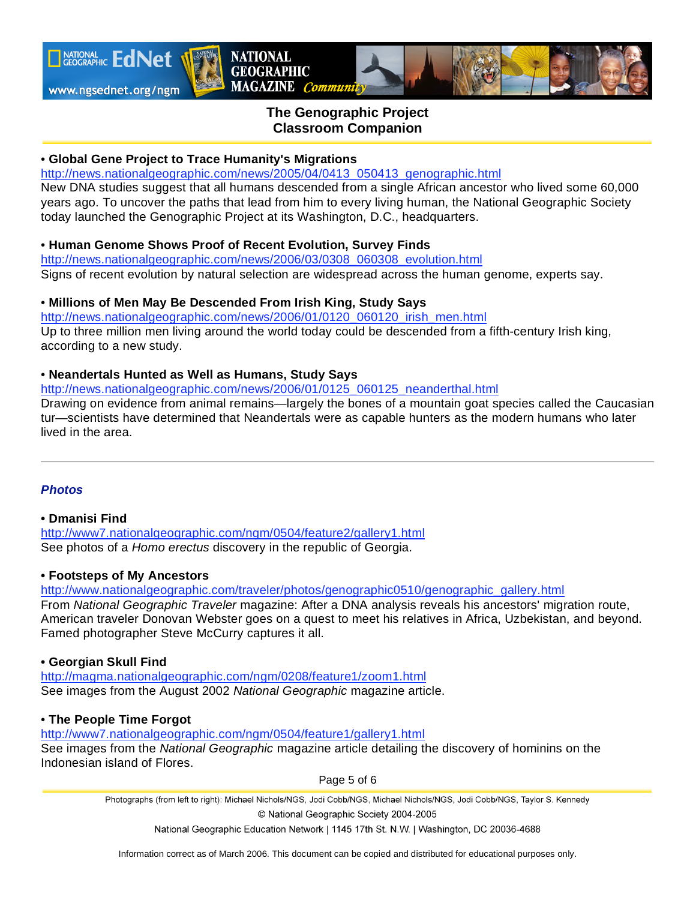• **Global Gene Project to Trace Humanity's Migrations**
http://news.nationalgeographic.com/news/2005/04/0413_050413_genographic.html
New DNA studies suggest that all humans descended from a single African ancestor who lived some 60,000 years ago. To uncover the paths that lead from him to every living human, the National Geographic Society today launched the Genographic Project at its Washington, D.C., headquarters.

• **Human Genome Shows Proof of Recent Evolution, Survey Finds**
http://news.nationalgeographic.com/news/2006/03/0308_060308_evolution.html
Signs of recent evolution by natural selection are widespread across the human genome, experts say.

• **Millions of Men May Be Descended From Irish King, Study Says**
http://news.nationalgeographic.com/news/2006/01/0120_060120_irish_men.html
Up to three million men living around the world today could be descended from a fifth-century Irish king, according to a new study.

• **Neandertals Hunted as Well as Humans, Study Says**
http://news.nationalgeographic.com/news/2006/01/0125_060125_neanderthal.html
Drawing on evidence from animal remains—largely the bones of a mountain goat species called the Caucasian tur—scientists have determined that Neandertals were as capable hunters as the modern humans who later lived in the area.

---

### *Photos*

• **Dmanisi Find**
http://www7.nationalgeographic.com/ngm/0504/feature2/gallery1.html
See photos of a *Homo erectus* discovery in the republic of Georgia.

• **Footsteps of My Ancestors**
http://www.nationalgeographic.com/traveler/photos/genographic0510/genographic_gallery.html
From *National Geographic Traveler* magazine: After a DNA analysis reveals his ancestors' migration route, American traveler Donovan Webster goes on a quest to meet his relatives in Africa, Uzbekistan, and beyond. Famed photographer Steve McCurry captures it all.

• **Georgian Skull Find**
http://magma.nationalgeographic.com/ngm/0208/feature1/zoom1.html
See images from the August 2002 *National Geographic* magazine article.

• **The People Time Forgot**
http://www7.nationalgeographic.com/ngm/0504/feature1/gallery1.html
See images from the *National Geographic* magazine article detailing the discovery of hominins on the Indonesian island of Flores.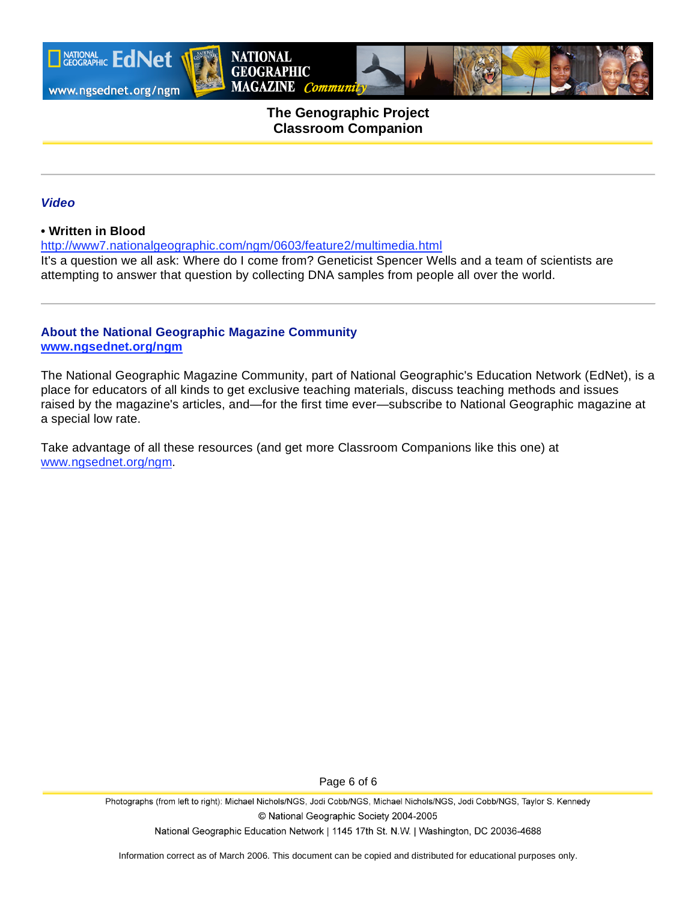### *Video*

• **Written in Blood**
http://www7.nationalgeographic.com/ngm/0603/feature2/multimedia.html
It's a question we all ask: Where do I come from? Geneticist Spencer Wells and a team of scientists are attempting to answer that question by collecting DNA samples from people all over the world.

---

### About the National Geographic Magazine Community
**www.ngsednet.org/ngm**

The National Geographic Magazine Community, part of National Geographic's Education Network (EdNet), is a place for educators of all kinds to get exclusive teaching materials, discuss teaching methods and issues raised by the magazine's articles, and—for the first time ever—subscribe to National Geographic magazine at a special low rate.

Take advantage of all these resources (and get more Classroom Companions like this one) at www.ngsednet.org/ngm.

Photographs (from left to right): Michael Nichols/NGS, Jodi Cobb/NGS, Michael Nichols/NGS, Jodi Cobb/NGS, Taylor S. Kennedy
© National Geographic Society 2004-2005
National Geographic Education Network | 1145 17th St. N.W. | Washington, DC 20036-4688

Information correct as of March 2006. This document can be copied and distributed for educational purposes only.